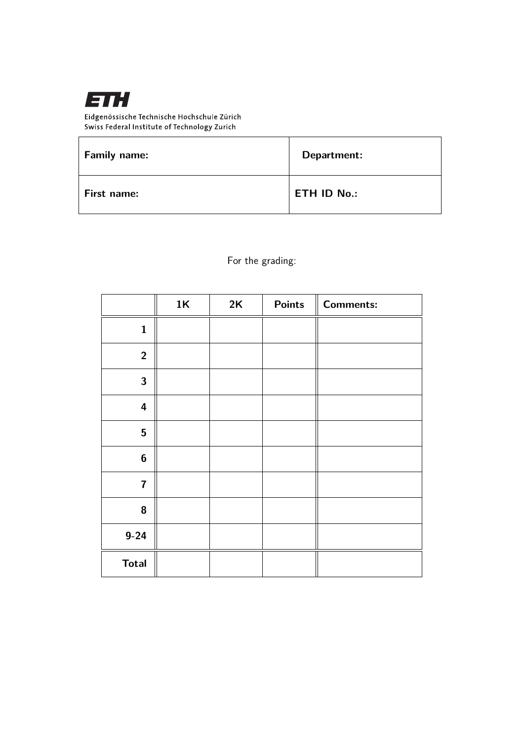**ETH**

Eidgenössische Technische Hochschule Zürich
Swiss Federal Institute of Technology Zurich

| **Family name:** | **Department:** |
|---|---|
| **First name:** | **ETH ID No.:** |

For the grading:

| | **1K** | **2K** | **Points** | **Comments:** |
|---|---|---|---|---|
| **1** | | | | |
| **2** | | | | |
| **3** | | | | |
| **4** | | | | |
| **5** | | | | |
| **6** | | | | |
| **7** | | | | |
| **8** | | | | |
| **9-24** | | | | |
| **Total** | | | | |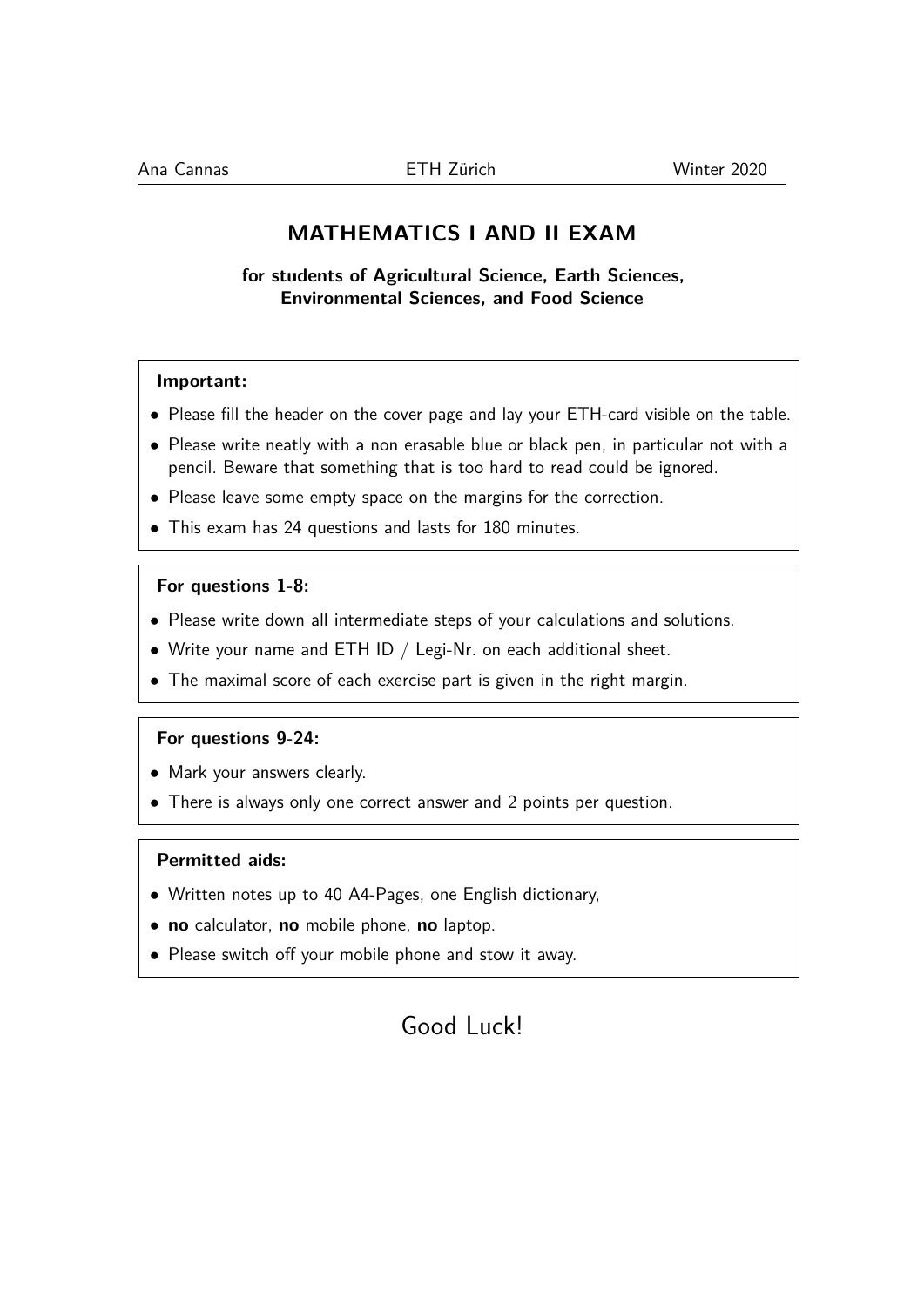Ana Cannas | ETH Zürich | Winter 2020

# MATHEMATICS I AND II EXAM

**for students of Agricultural Science, Earth Sciences, Environmental Sciences, and Food Science**

**Important:**

- Please fill the header on the cover page and lay your ETH-card visible on the table.
- Please write neatly with a non erasable blue or black pen, in particular not with a pencil. Beware that something that is too hard to read could be ignored.
- Please leave some empty space on the margins for the correction.
- This exam has 24 questions and lasts for 180 minutes.

**For questions 1-8:**

- Please write down all intermediate steps of your calculations and solutions.
- Write your name and ETH ID / Legi-Nr. on each additional sheet.
- The maximal score of each exercise part is given in the right margin.

**For questions 9-24:**

- Mark your answers clearly.
- There is always only one correct answer and 2 points per question.

**Permitted aids:**

- Written notes up to 40 A4-Pages, one English dictionary,
- **no** calculator, **no** mobile phone, **no** laptop.
- Please switch off your mobile phone and stow it away.

Good Luck!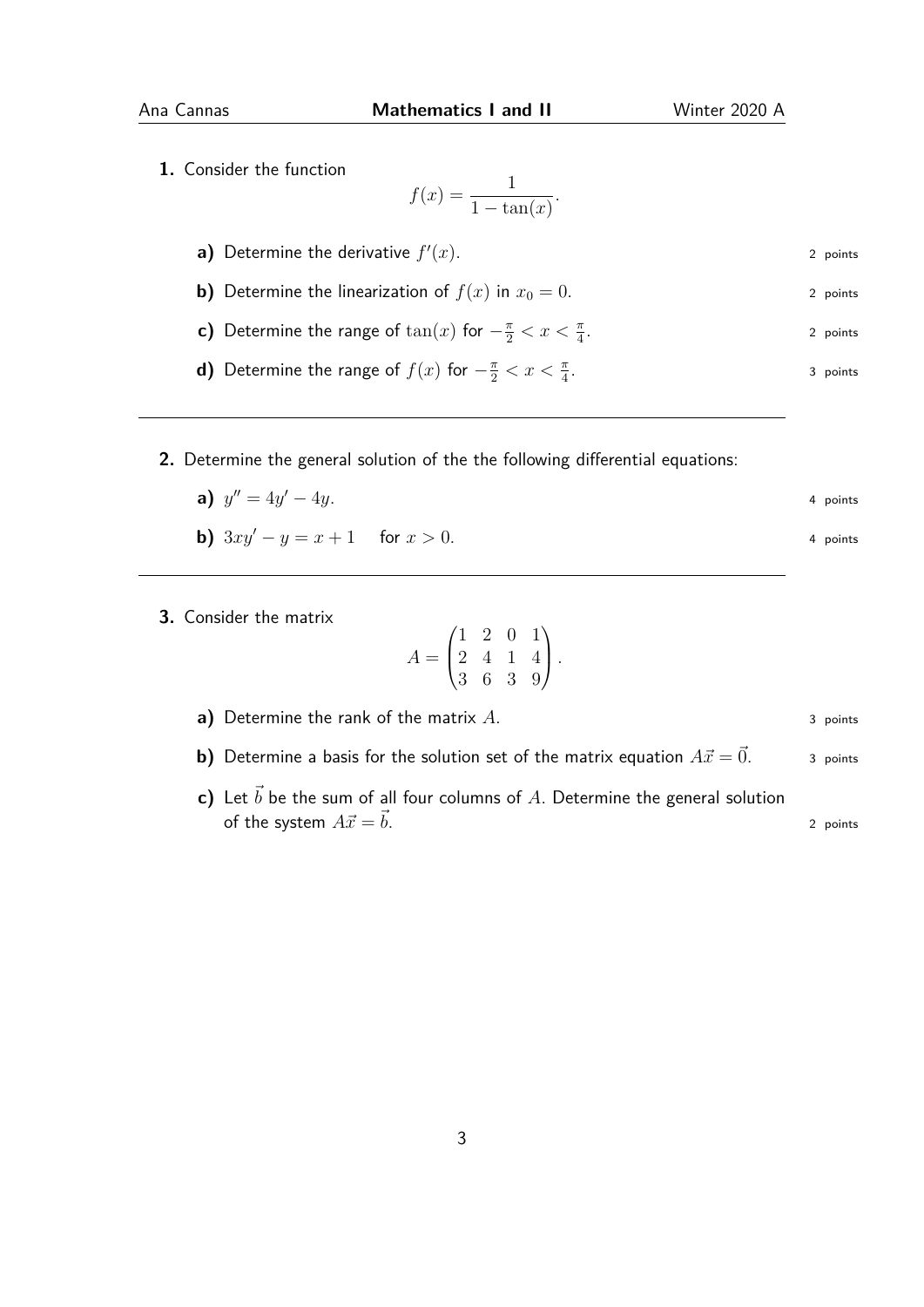**1.** Consider the function

$$f(x) = \frac{1}{1 - \tan(x)}.$$

**a)** Determine the derivative $f'(x)$. 2 points

**b)** Determine the linearization of $f(x)$ in $x_0 = 0$. 2 points

**c)** Determine the range of $\tan(x)$ for $-\frac{\pi}{2} < x < \frac{\pi}{4}$. 2 points

**d)** Determine the range of $f(x)$ for $-\frac{\pi}{2} < x < \frac{\pi}{4}$. 3 points

---

**2.** Determine the general solution of the the following differential equations:

**a)** $y'' = 4y' - 4y$. 4 points

**b)** $3xy' - y = x + 1 \quad$ for $x > 0$. 4 points

---

**3.** Consider the matrix

$$A = \begin{pmatrix} 1 & 2 & 0 & 1 \\ 2 & 4 & 1 & 4 \\ 3 & 6 & 3 & 9 \end{pmatrix}.$$

**a)** Determine the rank of the matrix $A$. 3 points

**b)** Determine a basis for the solution set of the matrix equation $A\vec{x} = \vec{0}$. 3 points

**c)** Let $\vec{b}$ be the sum of all four columns of $A$. Determine the general solution of the system $A\vec{x} = \vec{b}$. 2 points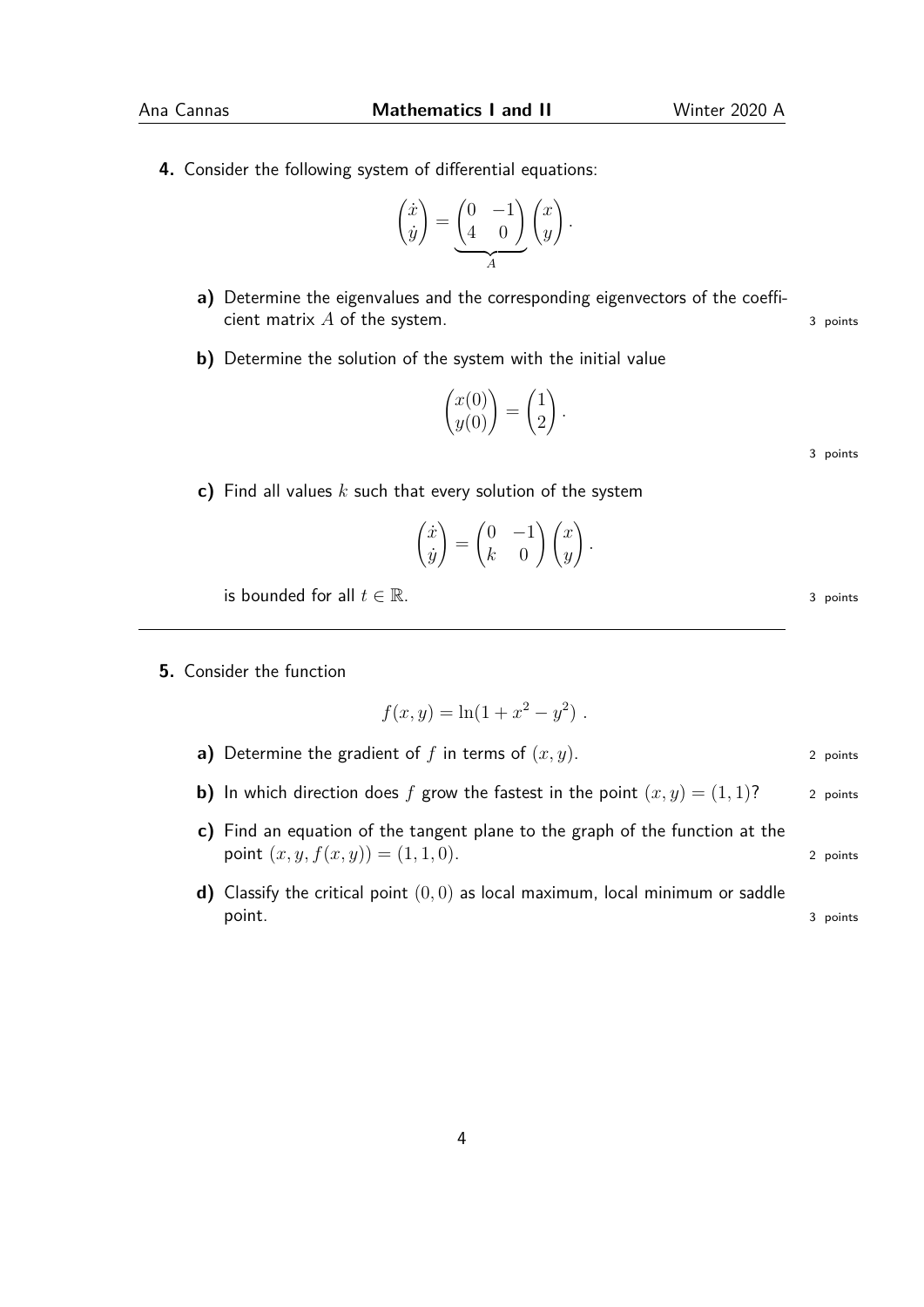**4.** Consider the following system of differential equations:

$$\begin{pmatrix} \dot{x} \\ \dot{y} \end{pmatrix} = \underbrace{\begin{pmatrix} 0 & -1 \\ 4 & 0 \end{pmatrix}}_{A} \begin{pmatrix} x \\ y \end{pmatrix}.$$

**a)** Determine the eigenvalues and the corresponding eigenvectors of the coefficient matrix $A$ of the system. *3 points*

**b)** Determine the solution of the system with the initial value

$$\begin{pmatrix} x(0) \\ y(0) \end{pmatrix} = \begin{pmatrix} 1 \\ 2 \end{pmatrix}.$$

*3 points*

**c)** Find all values $k$ such that every solution of the system

$$\begin{pmatrix} \dot{x} \\ \dot{y} \end{pmatrix} = \begin{pmatrix} 0 & -1 \\ k & 0 \end{pmatrix} \begin{pmatrix} x \\ y \end{pmatrix}.$$

is bounded for all $t \in \mathbb{R}$. *3 points*

---

**5.** Consider the function

$$f(x, y) = \ln(1 + x^2 - y^2) \ .$$

**a)** Determine the gradient of $f$ in terms of $(x, y)$. *2 points*

**b)** In which direction does $f$ grow the fastest in the point $(x, y) = (1, 1)$? *2 points*

**c)** Find an equation of the tangent plane to the graph of the function at the point $(x, y, f(x, y)) = (1, 1, 0)$. *2 points*

**d)** Classify the critical point $(0, 0)$ as local maximum, local minimum or saddle point. *3 points*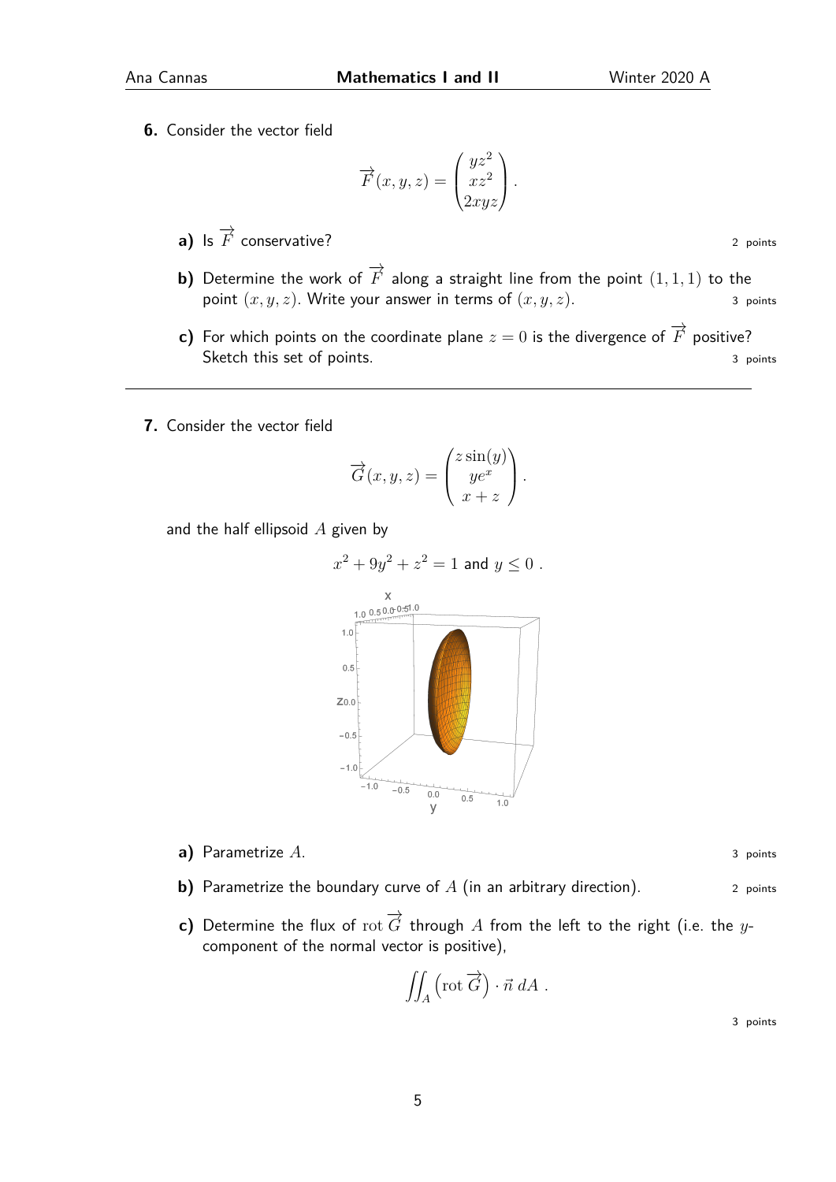**6.** Consider the vector field

$$\vec{F}(x,y,z) = \begin{pmatrix} yz^2 \\ xz^2 \\ 2xyz \end{pmatrix}.$$

**a)** Is $\vec{F}$ conservative? 2 points

**b)** Determine the work of $\vec{F}$ along a straight line from the point $(1,1,1)$ to the point $(x,y,z)$. Write your answer in terms of $(x,y,z)$. 3 points

**c)** For which points on the coordinate plane $z=0$ is the divergence of $\vec{F}$ positive? Sketch this set of points. 3 points

---

**7.** Consider the vector field

$$\vec{G}(x,y,z) = \begin{pmatrix} z\sin(y) \\ ye^x \\ x+z \end{pmatrix}.$$

and the half ellipsoid $A$ given by

$$x^2 + 9y^2 + z^2 = 1 \text{ and } y \leq 0 \, .$$

**a)** Parametrize $A$. 3 points

**b)** Parametrize the boundary curve of $A$ (in an arbitrary direction). 2 points

**c)** Determine the flux of $\operatorname{rot} \vec{G}$ through $A$ from the left to the right (i.e. the $y$-component of the normal vector is positive),

$$\iint_A \left(\operatorname{rot} \vec{G}\right) \cdot \vec{n} \, dA \, .$$

3 points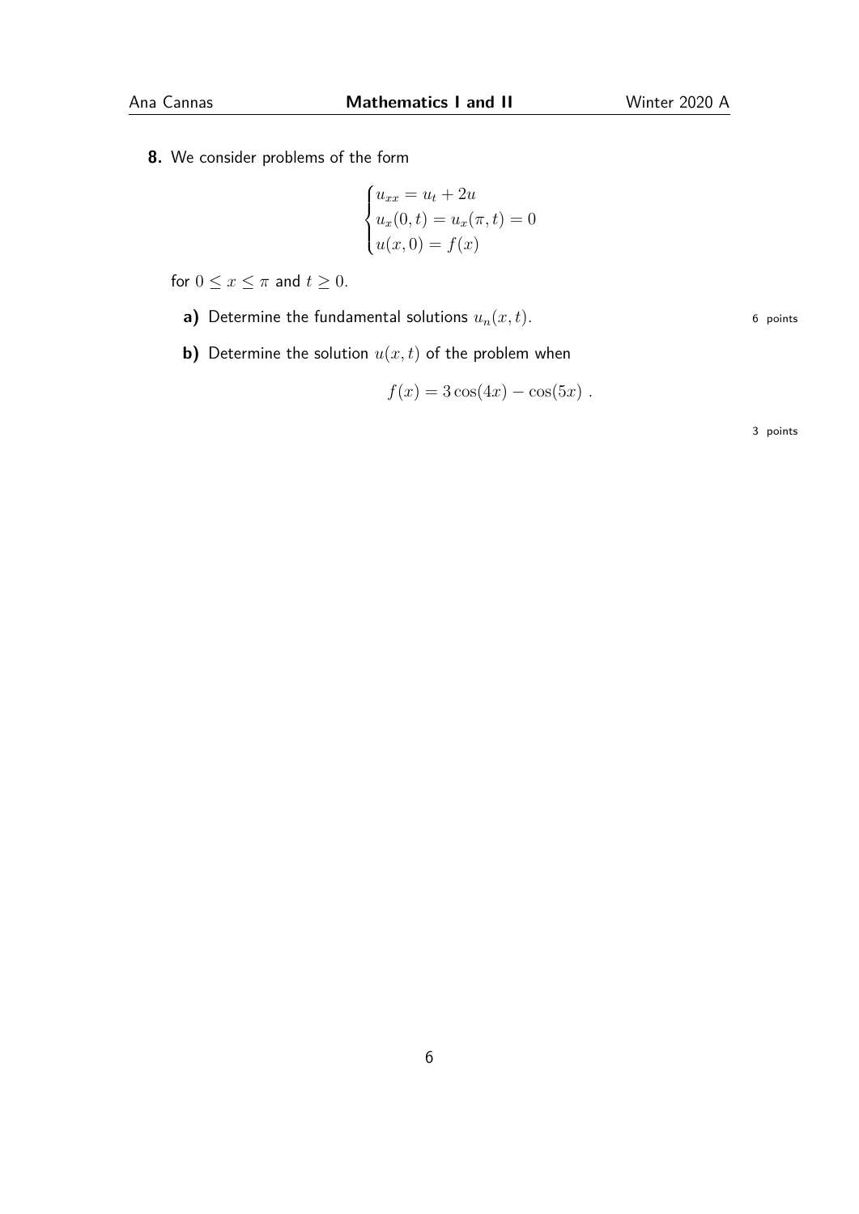**8.** We consider problems of the form

$$
\begin{cases}
u_{xx} = u_t + 2u \\
u_x(0,t) = u_x(\pi,t) = 0 \\
u(x,0) = f(x)
\end{cases}
$$

for $0 \leq x \leq \pi$ and $t \geq 0$.

**a)** Determine the fundamental solutions $u_n(x,t)$. 6 points

**b)** Determine the solution $u(x,t)$ of the problem when

$$
f(x) = 3\cos(4x) - \cos(5x) \ .
$$

3 points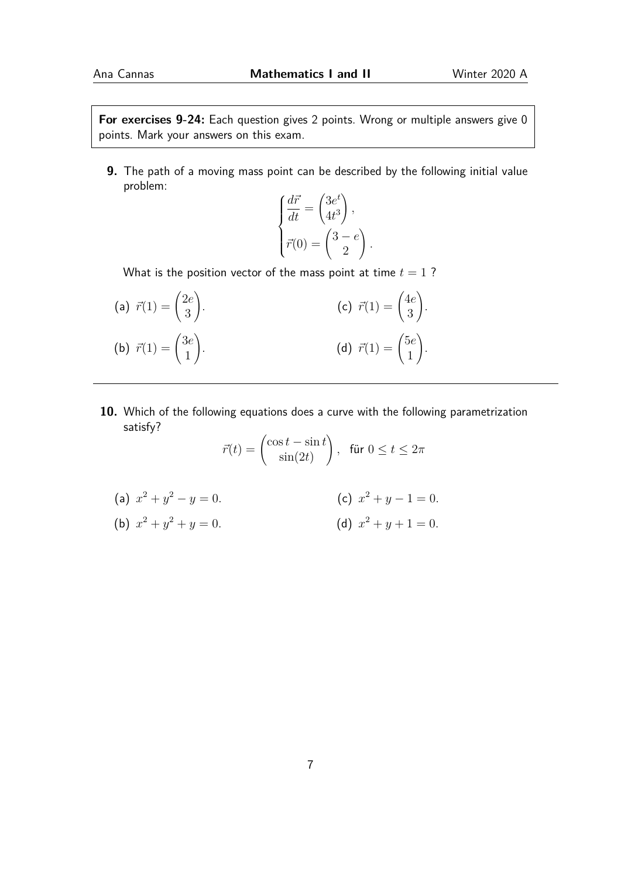**For exercises 9-24:** Each question gives 2 points. Wrong or multiple answers give 0 points. Mark your answers on this exam.

**9.** The path of a moving mass point can be described by the following initial value problem:

$$\begin{cases} \dfrac{d\vec{r}}{dt} = \begin{pmatrix} 3e^t \\ 4t^3 \end{pmatrix}, \\ \vec{r}(0) = \begin{pmatrix} 3-e \\ 2 \end{pmatrix}. \end{cases}$$

What is the position vector of the mass point at time $t = 1$ ?

(a) $\vec{r}(1) = \begin{pmatrix} 2e \\ 3 \end{pmatrix}$.

(b) $\vec{r}(1) = \begin{pmatrix} 3e \\ 1 \end{pmatrix}$.

(c) $\vec{r}(1) = \begin{pmatrix} 4e \\ 3 \end{pmatrix}$.

(d) $\vec{r}(1) = \begin{pmatrix} 5e \\ 1 \end{pmatrix}$.

---

**10.** Which of the following equations does a curve with the following parametrization satisfy?

$$\vec{r}(t) = \begin{pmatrix} \cos t - \sin t \\ \sin(2t) \end{pmatrix}, \quad \text{für } 0 \leq t \leq 2\pi$$

(a) $x^2 + y^2 - y = 0.$

(b) $x^2 + y^2 + y = 0.$

(c) $x^2 + y - 1 = 0.$

(d) $x^2 + y + 1 = 0.$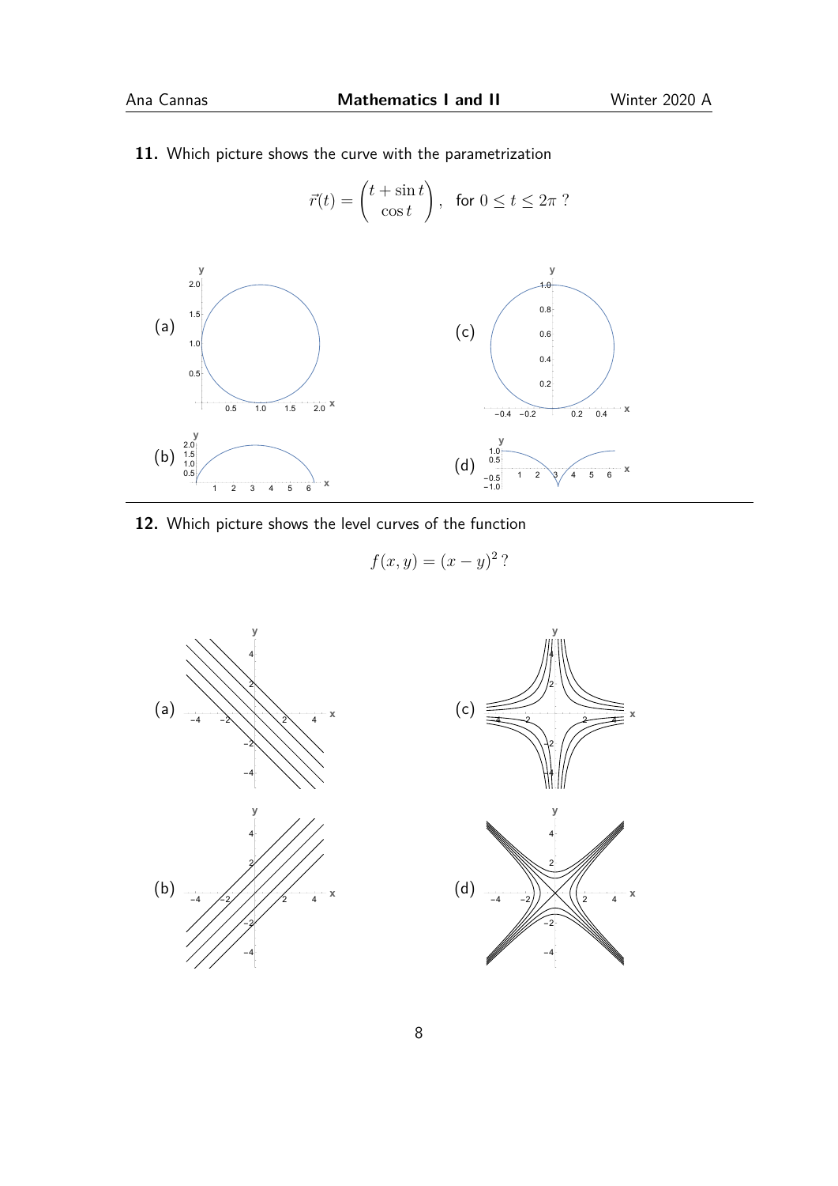**11.** Which picture shows the curve with the parametrization

$$\vec{r}(t) = \begin{pmatrix} t + \sin t \\ \cos t \end{pmatrix}, \quad \text{for } 0 \leq t \leq 2\pi \text{ ?}$$

(a)

(b)

(c)

(d)

---

**12.** Which picture shows the level curves of the function

$$f(x, y) = (x - y)^2 \text{ ?}$$

(a)

(b)

(c)

(d)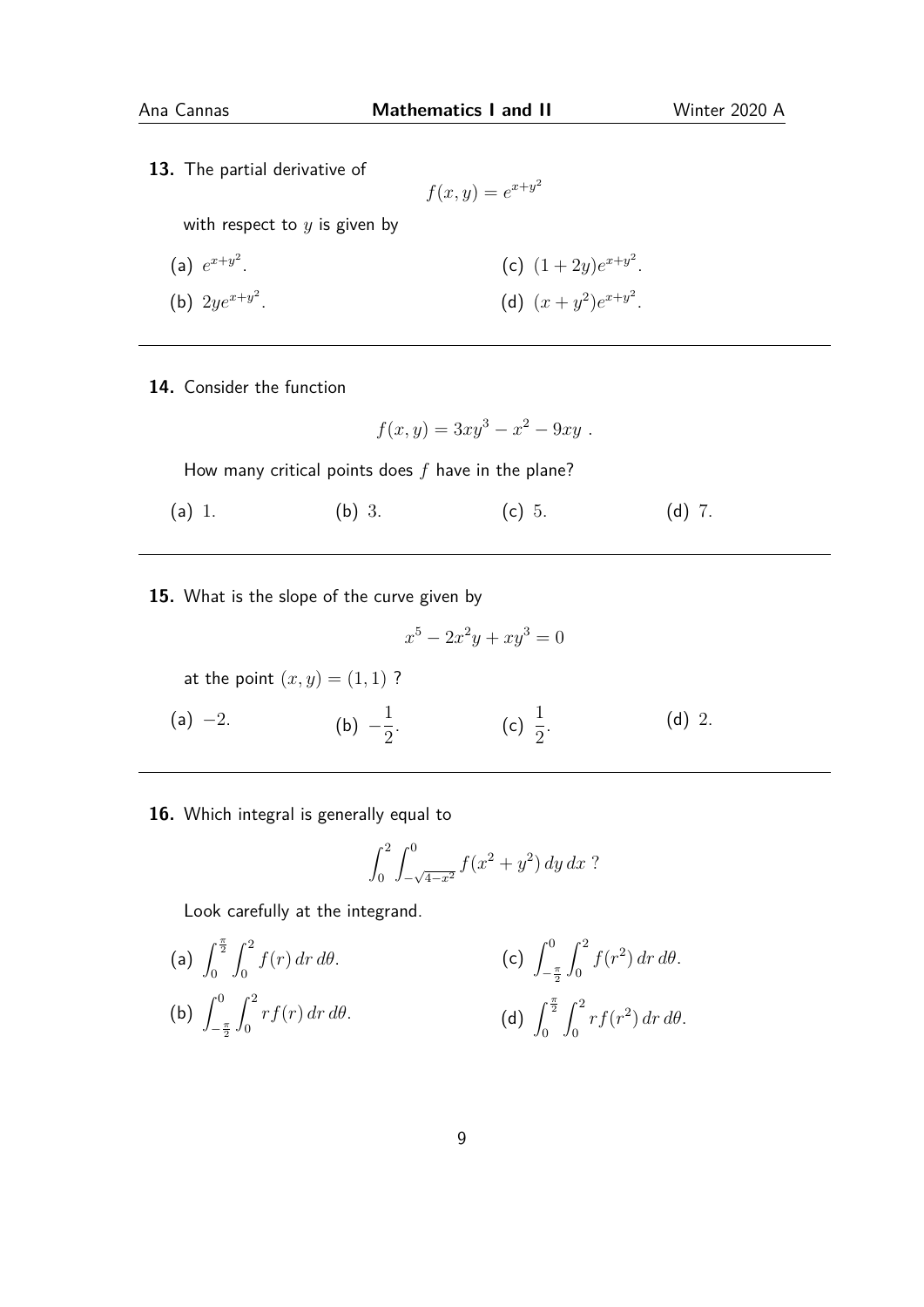**13.** The partial derivative of

$$f(x,y) = e^{x+y^2}$$

with respect to $y$ is given by

(a) $e^{x+y^2}$.

(b) $2ye^{x+y^2}$.

(c) $(1+2y)e^{x+y^2}$.

(d) $(x+y^2)e^{x+y^2}$.

---

**14.** Consider the function

$$f(x,y) = 3xy^3 - x^2 - 9xy \ .$$

How many critical points does $f$ have in the plane?

(a) 1. (b) 3. (c) 5. (d) 7.

---

**15.** What is the slope of the curve given by

$$x^5 - 2x^2y + xy^3 = 0$$

at the point $(x,y) = (1,1)$ ?

(a) $-2$. (b) $-\frac{1}{2}$. (c) $\frac{1}{2}$. (d) 2.

---

**16.** Which integral is generally equal to

$$\int_0^2 \int_{-\sqrt{4-x^2}}^0 f(x^2+y^2)\, dy\, dx \ ?$$

Look carefully at the integrand.

(a) $\displaystyle\int_0^{\frac{\pi}{2}} \int_0^2 f(r)\, dr\, d\theta$.

(b) $\displaystyle\int_{-\frac{\pi}{2}}^0 \int_0^2 r f(r)\, dr\, d\theta$.

(c) $\displaystyle\int_{-\frac{\pi}{2}}^0 \int_0^2 f(r^2)\, dr\, d\theta$.

(d) $\displaystyle\int_0^{\frac{\pi}{2}} \int_0^2 r f(r^2)\, dr\, d\theta$.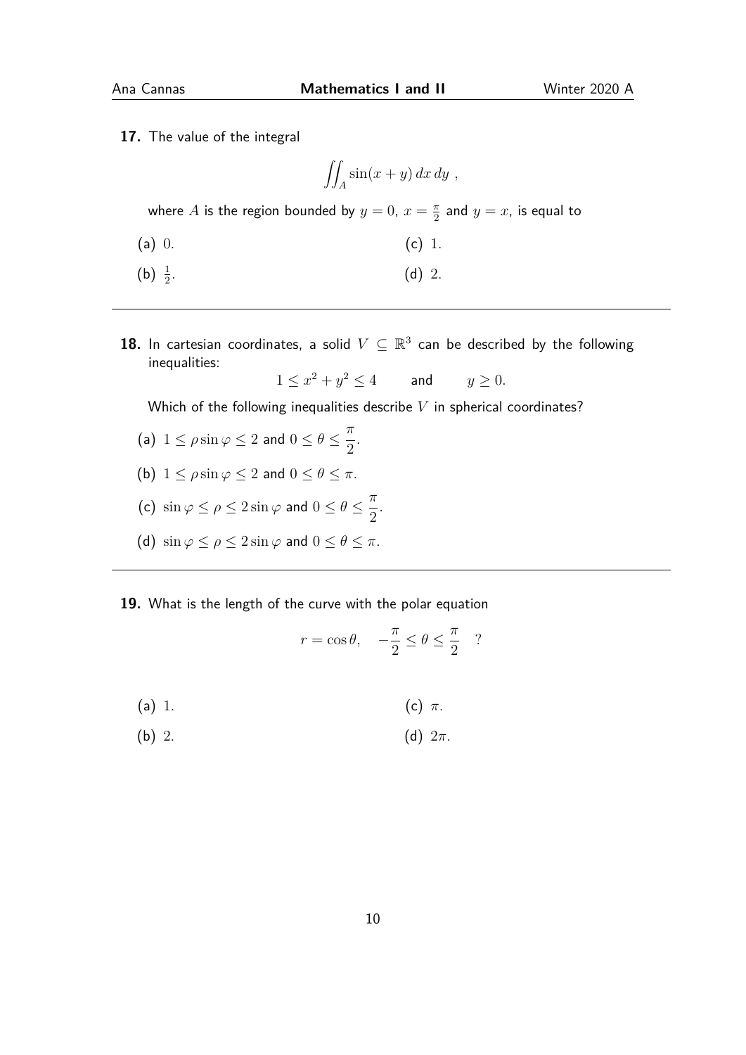**17.** The value of the integral

$$\iint_A \sin(x+y)\,dx\,dy\ ,$$

where $A$ is the region bounded by $y=0$, $x=\frac{\pi}{2}$ and $y=x$, is equal to

(a) $0$.

(b) $\frac{1}{2}$.

(c) $1$.

(d) $2$.

---

**18.** In cartesian coordinates, a solid $V \subseteq \mathbb{R}^3$ can be described by the following inequalities:

$$1 \leq x^2+y^2 \leq 4 \qquad \text{and} \qquad y \geq 0.$$

Which of the following inequalities describe $V$ in spherical coordinates?

(a) $1 \leq \rho \sin\varphi \leq 2$ and $0 \leq \theta \leq \dfrac{\pi}{2}$.

(b) $1 \leq \rho \sin\varphi \leq 2$ and $0 \leq \theta \leq \pi$.

(c) $\sin\varphi \leq \rho \leq 2\sin\varphi$ and $0 \leq \theta \leq \dfrac{\pi}{2}$.

(d) $\sin\varphi \leq \rho \leq 2\sin\varphi$ and $0 \leq \theta \leq \pi$.

---

**19.** What is the length of the curve with the polar equation

$$r = \cos\theta, \quad -\frac{\pi}{2} \leq \theta \leq \frac{\pi}{2} \quad ?$$

(a) $1$.

(b) $2$.

(c) $\pi$.

(d) $2\pi$.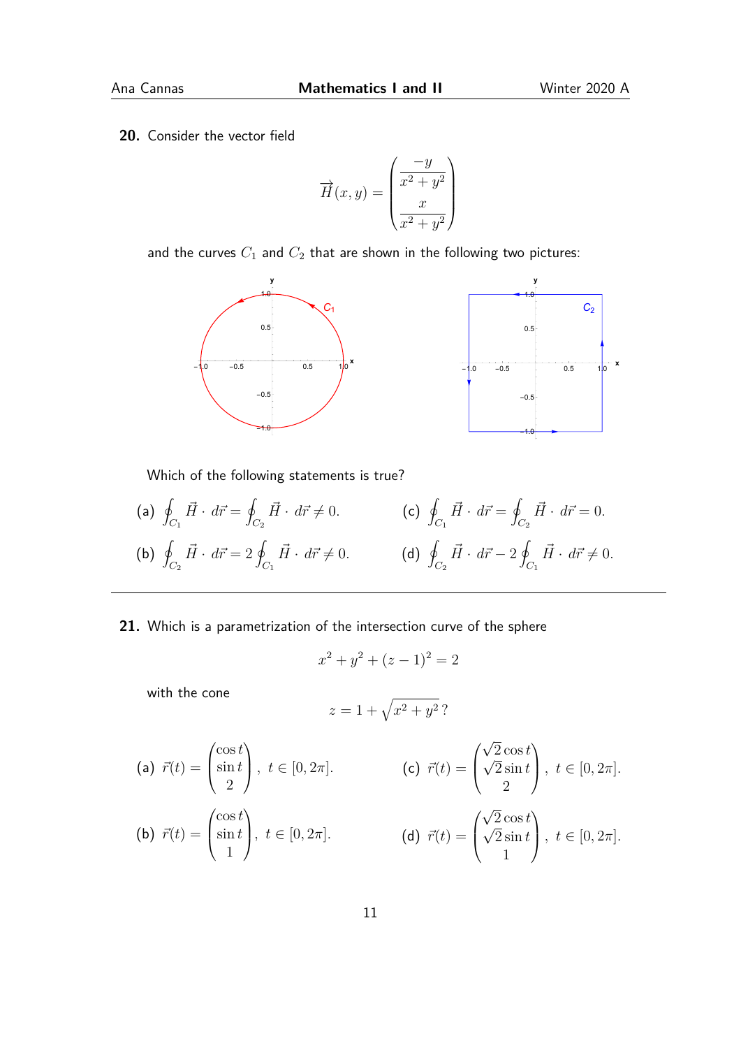**20.** Consider the vector field

$$\vec{H}(x,y) = \begin{pmatrix} \dfrac{-y}{x^2+y^2} \\ \dfrac{x}{x^2+y^2} \end{pmatrix}$$

and the curves $C_1$ and $C_2$ that are shown in the following two pictures:

Which of the following statements is true?

(a) $\oint_{C_1} \vec{H} \cdot d\vec{r} = \oint_{C_2} \vec{H} \cdot d\vec{r} \neq 0.$

(b) $\oint_{C_2} \vec{H} \cdot d\vec{r} = 2\oint_{C_1} \vec{H} \cdot d\vec{r} \neq 0.$

(c) $\oint_{C_1} \vec{H} \cdot d\vec{r} = \oint_{C_2} \vec{H} \cdot d\vec{r} = 0.$

(d) $\oint_{C_2} \vec{H} \cdot d\vec{r} - 2\oint_{C_1} \vec{H} \cdot d\vec{r} \neq 0.$

---

**21.** Which is a parametrization of the intersection curve of the sphere

$$x^2 + y^2 + (z-1)^2 = 2$$

with the cone

$$z = 1 + \sqrt{x^2+y^2}\,?$$

(a) $\vec{r}(t) = \begin{pmatrix} \cos t \\ \sin t \\ 2 \end{pmatrix}, \; t \in [0, 2\pi].$

(b) $\vec{r}(t) = \begin{pmatrix} \cos t \\ \sin t \\ 1 \end{pmatrix}, \; t \in [0, 2\pi].$

(c) $\vec{r}(t) = \begin{pmatrix} \sqrt{2}\cos t \\ \sqrt{2}\sin t \\ 2 \end{pmatrix}, \; t \in [0, 2\pi].$

(d) $\vec{r}(t) = \begin{pmatrix} \sqrt{2}\cos t \\ \sqrt{2}\sin t \\ 1 \end{pmatrix}, \; t \in [0, 2\pi].$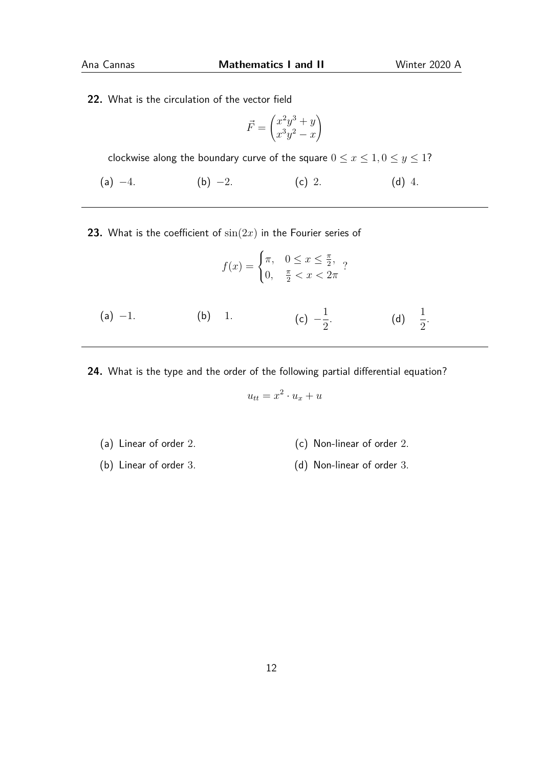**22.** What is the circulation of the vector field

$$\vec{F} = \begin{pmatrix} x^2y^3 + y \\ x^3y^2 - x \end{pmatrix}$$

clockwise along the boundary curve of the square $0 \leq x \leq 1, 0 \leq y \leq 1$?

(a) $-4$. (b) $-2$. (c) $2$. (d) $4$.

---

**23.** What is the coefficient of $\sin(2x)$ in the Fourier series of

$$f(x) = \begin{cases} \pi, & 0 \leq x \leq \frac{\pi}{2}, \\ 0, & \frac{\pi}{2} < x < 2\pi \end{cases} ?$$

(a) $-1$. (b) $1$. (c) $-\frac{1}{2}$. (d) $\frac{1}{2}$.

---

**24.** What is the type and the order of the following partial differential equation?

$$u_{tt} = x^2 \cdot u_x + u$$

(a) Linear of order $2$.

(b) Linear of order $3$.

(c) Non-linear of order $2$.

(d) Non-linear of order $3$.